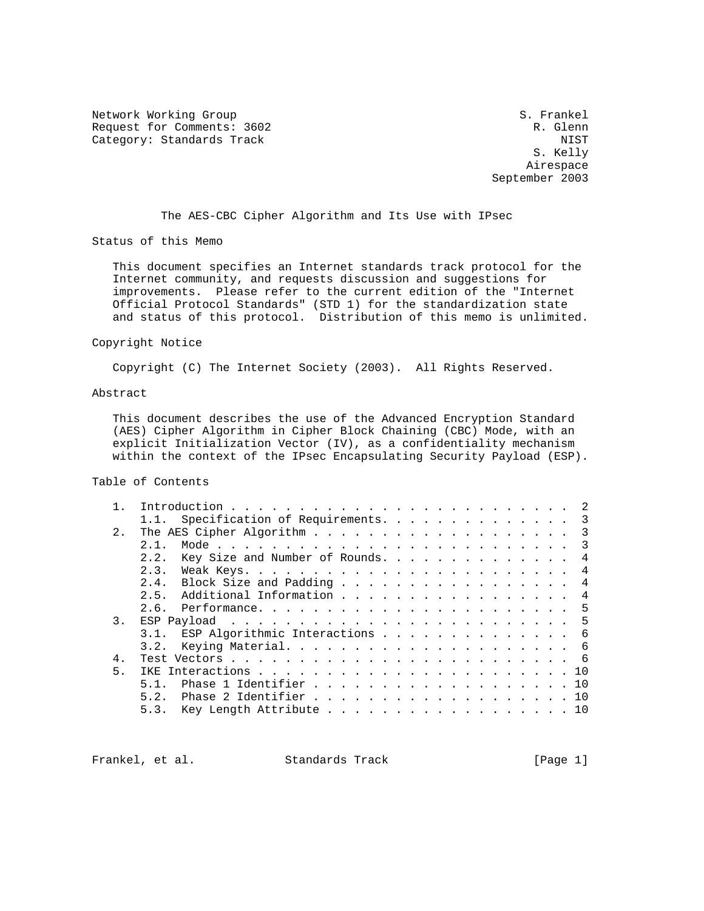Network Working Group S. Frankel
Request for Comments: 3602 R. Glenn
Category: Standards Track NIST
S. Kelly
Airespace
September 2003

# The AES-CBC Cipher Algorithm and Its Use with IPsec

## Status of this Memo

This document specifies an Internet standards track protocol for the Internet community, and requests discussion and suggestions for improvements. Please refer to the current edition of the "Internet Official Protocol Standards" (STD 1) for the standardization state and status of this protocol. Distribution of this memo is unlimited.

## Copyright Notice

Copyright (C) The Internet Society (2003). All Rights Reserved.

## Abstract

This document describes the use of the Advanced Encryption Standard (AES) Cipher Algorithm in Cipher Block Chaining (CBC) Mode, with an explicit Initialization Vector (IV), as a confidentiality mechanism within the context of the IPsec Encapsulating Security Payload (ESP).

## Table of Contents

```
   1.  Introduction . . . . . . . . . . . . . . . . . . . . . . . . .  2
       1.1.  Specification of Requirements. . . . . . . . . . . . . .  3
   2.  The AES Cipher Algorithm . . . . . . . . . . . . . . . . . . .  3
       2.1.  Mode . . . . . . . . . . . . . . . . . . . . . . . . . .  3
       2.2.  Key Size and Number of Rounds. . . . . . . . . . . . . .  4
       2.3.  Weak Keys. . . . . . . . . . . . . . . . . . . . . . . .  4
       2.4.  Block Size and Padding . . . . . . . . . . . . . . . . .  4
       2.5.  Additional Information . . . . . . . . . . . . . . . . .  4
       2.6.  Performance. . . . . . . . . . . . . . . . . . . . . . .  5
   3.  ESP Payload  . . . . . . . . . . . . . . . . . . . . . . . . .  5
       3.1.  ESP Algorithmic Interactions . . . . . . . . . . . . . .  6
       3.2.  Keying Material. . . . . . . . . . . . . . . . . . . . .  6
   4.  Test Vectors . . . . . . . . . . . . . . . . . . . . . . . . .  6
   5.  IKE Interactions . . . . . . . . . . . . . . . . . . . . . . . 10
       5.1.  Phase 1 Identifier . . . . . . . . . . . . . . . . . . . 10
       5.2.  Phase 2 Identifier . . . . . . . . . . . . . . . . . . . 10
       5.3.  Key Length Attribute . . . . . . . . . . . . . . . . . . 10
```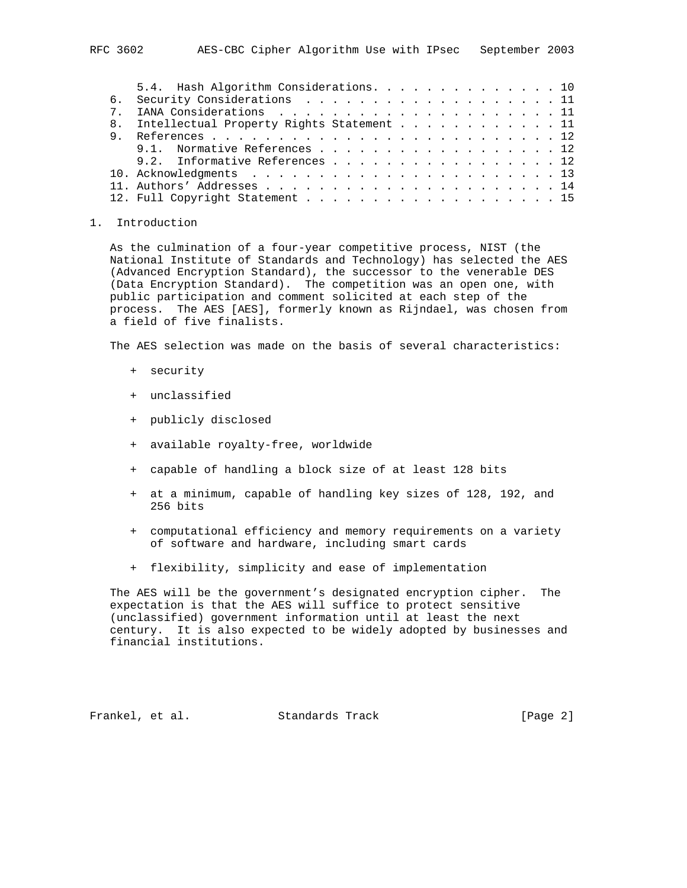5.4. Hash Algorithm Considerations. . . . . . . . . . . . . . . 10
6. Security Considerations . . . . . . . . . . . . . . . . . . . . 11
7. IANA Considerations . . . . . . . . . . . . . . . . . . . . . . 11
8. Intellectual Property Rights Statement . . . . . . . . . . . . 11
9. References . . . . . . . . . . . . . . . . . . . . . . . . . . 12
9.1. Normative References . . . . . . . . . . . . . . . . . . . 12
9.2. Informative References . . . . . . . . . . . . . . . . . . 12
10. Acknowledgments . . . . . . . . . . . . . . . . . . . . . . . 13
11. Authors' Addresses . . . . . . . . . . . . . . . . . . . . . . 14
12. Full Copyright Statement . . . . . . . . . . . . . . . . . . . 15

## 1. Introduction

As the culmination of a four-year competitive process, NIST (the National Institute of Standards and Technology) has selected the AES (Advanced Encryption Standard), the successor to the venerable DES (Data Encryption Standard). The competition was an open one, with public participation and comment solicited at each step of the process. The AES [AES], formerly known as Rijndael, was chosen from a field of five finalists.

The AES selection was made on the basis of several characteristics:

+ security
+ unclassified
+ publicly disclosed
+ available royalty-free, worldwide
+ capable of handling a block size of at least 128 bits
+ at a minimum, capable of handling key sizes of 128, 192, and 256 bits
+ computational efficiency and memory requirements on a variety of software and hardware, including smart cards
+ flexibility, simplicity and ease of implementation

The AES will be the government's designated encryption cipher. The expectation is that the AES will suffice to protect sensitive (unclassified) government information until at least the next century. It is also expected to be widely adopted by businesses and financial institutions.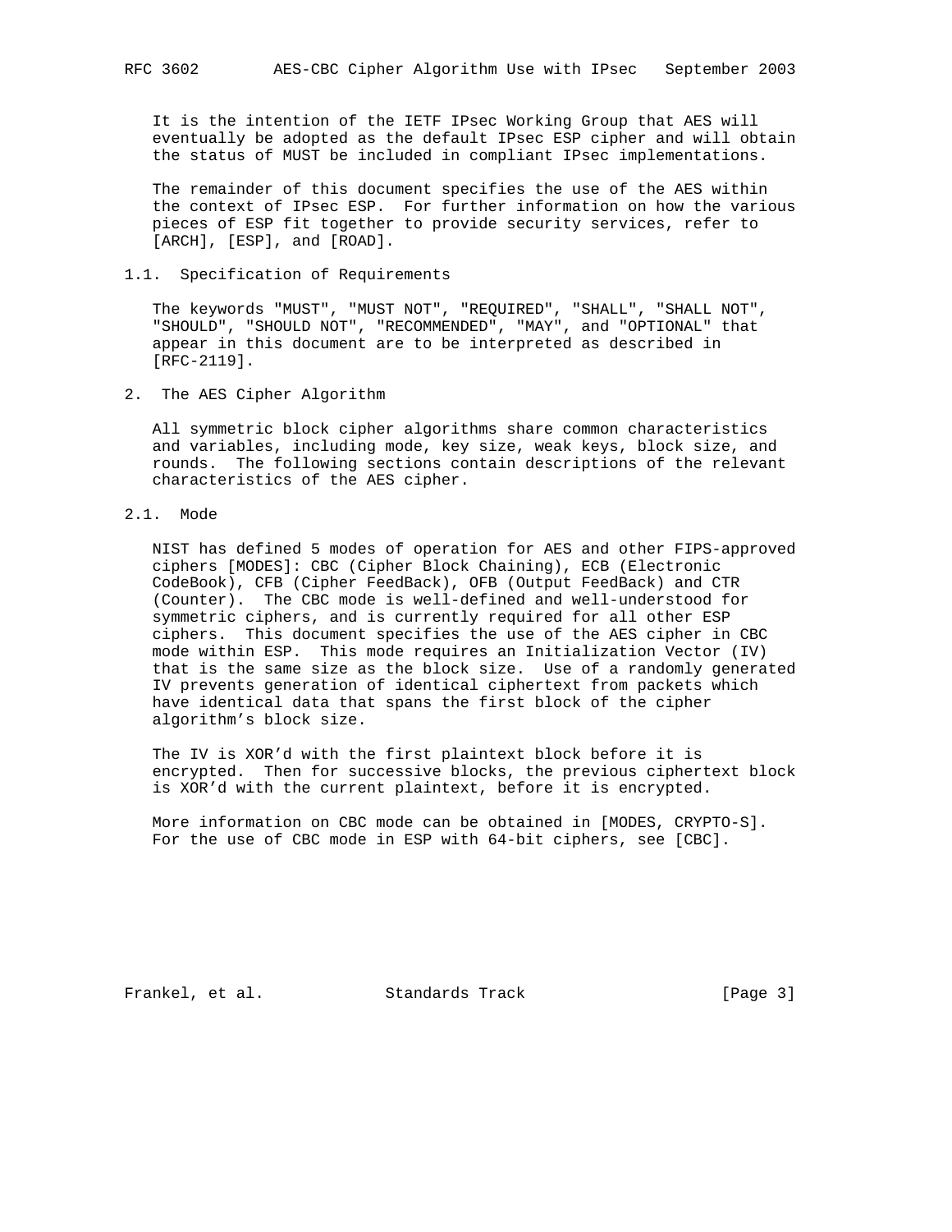It is the intention of the IETF IPsec Working Group that AES will eventually be adopted as the default IPsec ESP cipher and will obtain the status of MUST be included in compliant IPsec implementations.

The remainder of this document specifies the use of the AES within the context of IPsec ESP. For further information on how the various pieces of ESP fit together to provide security services, refer to [ARCH], [ESP], and [ROAD].

### 1.1. Specification of Requirements

The keywords "MUST", "MUST NOT", "REQUIRED", "SHALL", "SHALL NOT", "SHOULD", "SHOULD NOT", "RECOMMENDED", "MAY", and "OPTIONAL" that appear in this document are to be interpreted as described in [RFC-2119].

## 2. The AES Cipher Algorithm

All symmetric block cipher algorithms share common characteristics and variables, including mode, key size, weak keys, block size, and rounds. The following sections contain descriptions of the relevant characteristics of the AES cipher.

### 2.1. Mode

NIST has defined 5 modes of operation for AES and other FIPS-approved ciphers [MODES]: CBC (Cipher Block Chaining), ECB (Electronic CodeBook), CFB (Cipher FeedBack), OFB (Output FeedBack) and CTR (Counter). The CBC mode is well-defined and well-understood for symmetric ciphers, and is currently required for all other ESP ciphers. This document specifies the use of the AES cipher in CBC mode within ESP. This mode requires an Initialization Vector (IV) that is the same size as the block size. Use of a randomly generated IV prevents generation of identical ciphertext from packets which have identical data that spans the first block of the cipher algorithm's block size.

The IV is XOR'd with the first plaintext block before it is encrypted. Then for successive blocks, the previous ciphertext block is XOR'd with the current plaintext, before it is encrypted.

More information on CBC mode can be obtained in [MODES, CRYPTO-S]. For the use of CBC mode in ESP with 64-bit ciphers, see [CBC].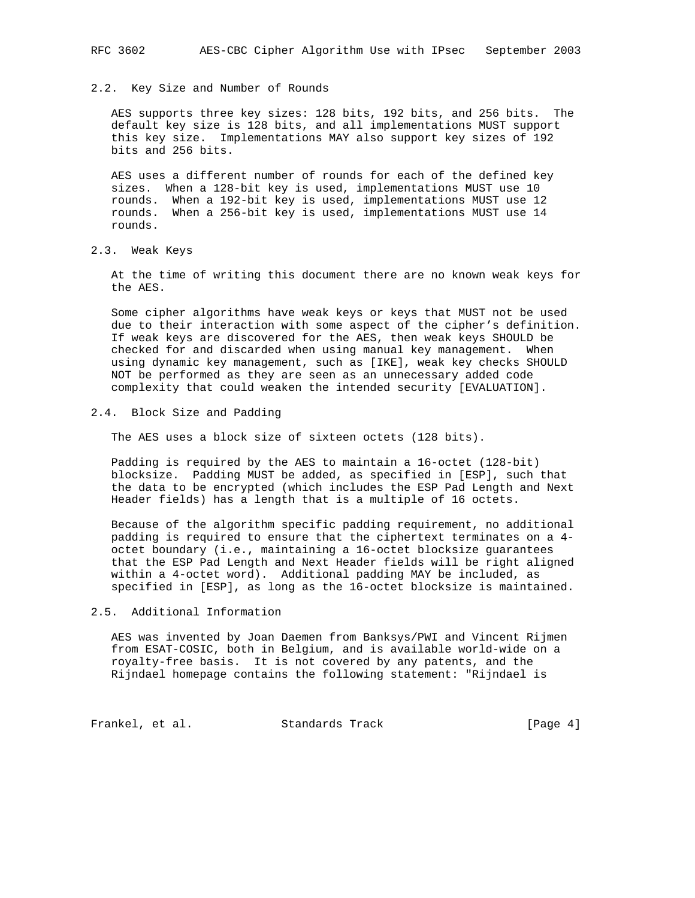## 2.2. Key Size and Number of Rounds

AES supports three key sizes: 128 bits, 192 bits, and 256 bits. The default key size is 128 bits, and all implementations MUST support this key size. Implementations MAY also support key sizes of 192 bits and 256 bits.

AES uses a different number of rounds for each of the defined key sizes. When a 128-bit key is used, implementations MUST use 10 rounds. When a 192-bit key is used, implementations MUST use 12 rounds. When a 256-bit key is used, implementations MUST use 14 rounds.

## 2.3. Weak Keys

At the time of writing this document there are no known weak keys for the AES.

Some cipher algorithms have weak keys or keys that MUST not be used due to their interaction with some aspect of the cipher's definition. If weak keys are discovered for the AES, then weak keys SHOULD be checked for and discarded when using manual key management. When using dynamic key management, such as [IKE], weak key checks SHOULD NOT be performed as they are seen as an unnecessary added code complexity that could weaken the intended security [EVALUATION].

## 2.4. Block Size and Padding

The AES uses a block size of sixteen octets (128 bits).

Padding is required by the AES to maintain a 16-octet (128-bit) blocksize. Padding MUST be added, as specified in [ESP], such that the data to be encrypted (which includes the ESP Pad Length and Next Header fields) has a length that is a multiple of 16 octets.

Because of the algorithm specific padding requirement, no additional padding is required to ensure that the ciphertext terminates on a 4-octet boundary (i.e., maintaining a 16-octet blocksize guarantees that the ESP Pad Length and Next Header fields will be right aligned within a 4-octet word). Additional padding MAY be included, as specified in [ESP], as long as the 16-octet blocksize is maintained.

## 2.5. Additional Information

AES was invented by Joan Daemen from Banksys/PWI and Vincent Rijmen from ESAT-COSIC, both in Belgium, and is available world-wide on a royalty-free basis. It is not covered by any patents, and the Rijndael homepage contains the following statement: "Rijndael is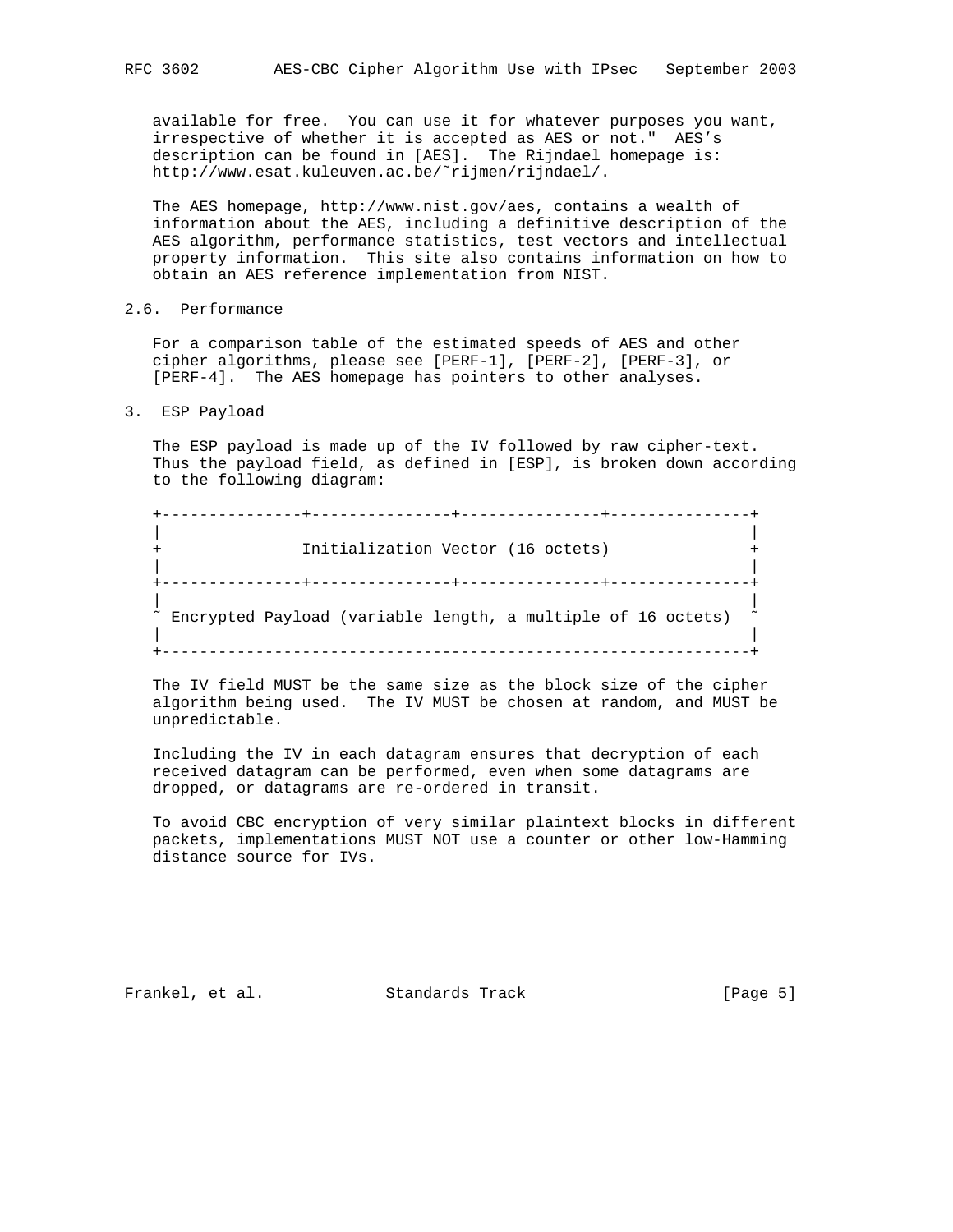available for free. You can use it for whatever purposes you want, irrespective of whether it is accepted as AES or not." AES's description can be found in [AES]. The Rijndael homepage is: http://www.esat.kuleuven.ac.be/~rijmen/rijndael/.

The AES homepage, http://www.nist.gov/aes, contains a wealth of information about the AES, including a definitive description of the AES algorithm, performance statistics, test vectors and intellectual property information. This site also contains information on how to obtain an AES reference implementation from NIST.

## 2.6. Performance

For a comparison table of the estimated speeds of AES and other cipher algorithms, please see [PERF-1], [PERF-2], [PERF-3], or [PERF-4]. The AES homepage has pointers to other analyses.

# 3. ESP Payload

The ESP payload is made up of the IV followed by raw cipher-text. Thus the payload field, as defined in [ESP], is broken down according to the following diagram:

```
+---------------+---------------+---------------+---------------+
|                                                               |
+               Initialization Vector (16 octets)               +
|                                                               |
+---------------+---------------+---------------+---------------+
|                                                               |
~ Encrypted Payload (variable length, a multiple of 16 octets)  ~
|                                                               |
+---------------------------------------------------------------+
```

The IV field MUST be the same size as the block size of the cipher algorithm being used. The IV MUST be chosen at random, and MUST be unpredictable.

Including the IV in each datagram ensures that decryption of each received datagram can be performed, even when some datagrams are dropped, or datagrams are re-ordered in transit.

To avoid CBC encryption of very similar plaintext blocks in different packets, implementations MUST NOT use a counter or other low-Hamming distance source for IVs.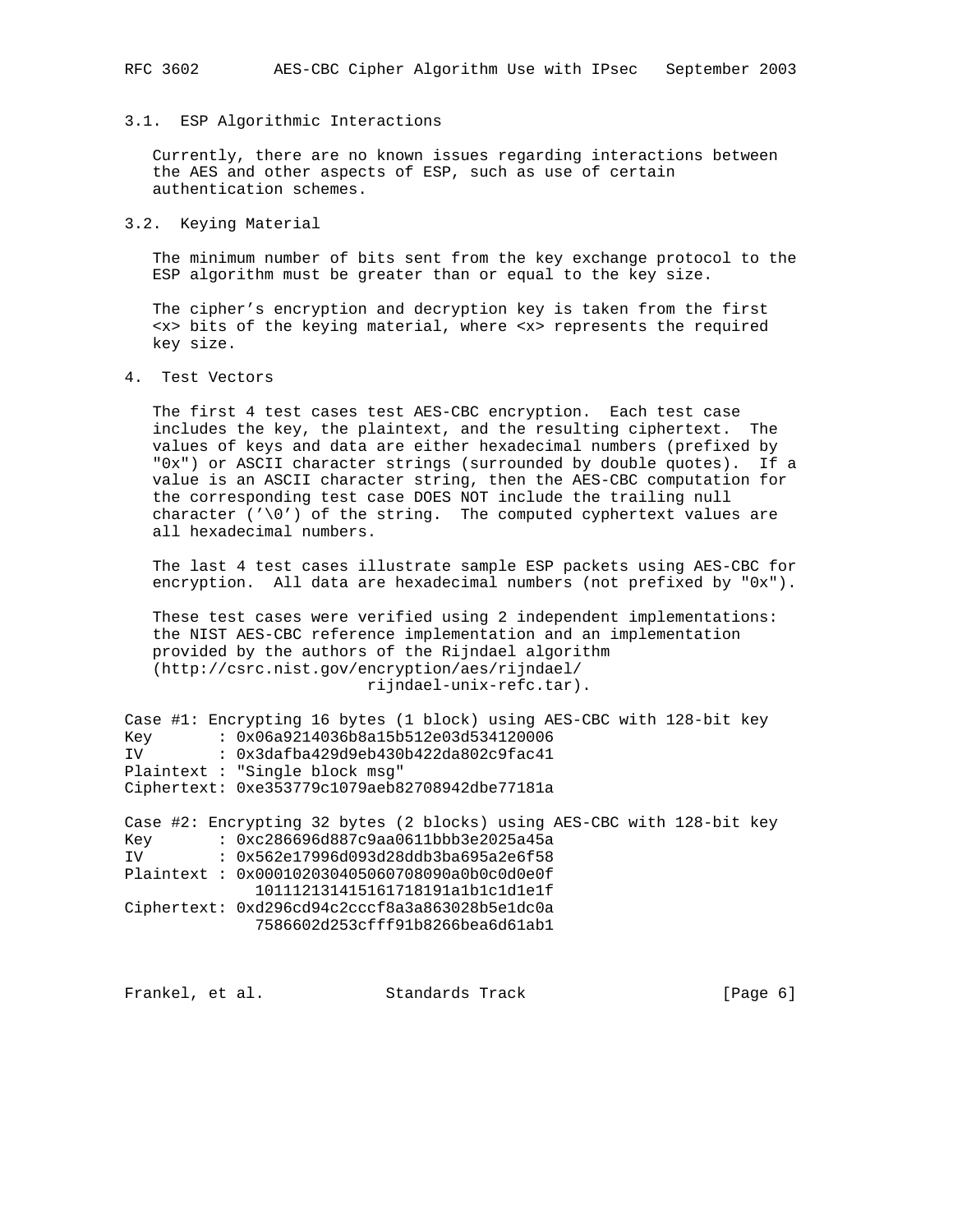### 3.1. ESP Algorithmic Interactions

Currently, there are no known issues regarding interactions between the AES and other aspects of ESP, such as use of certain authentication schemes.

### 3.2. Keying Material

The minimum number of bits sent from the key exchange protocol to the ESP algorithm must be greater than or equal to the key size.

The cipher's encryption and decryption key is taken from the first <x> bits of the keying material, where <x> represents the required key size.

## 4. Test Vectors

The first 4 test cases test AES-CBC encryption. Each test case includes the key, the plaintext, and the resulting ciphertext. The values of keys and data are either hexadecimal numbers (prefixed by "0x") or ASCII character strings (surrounded by double quotes). If a value is an ASCII character string, then the AES-CBC computation for the corresponding test case DOES NOT include the trailing null character ('\0') of the string. The computed cyphertext values are all hexadecimal numbers.

The last 4 test cases illustrate sample ESP packets using AES-CBC for encryption. All data are hexadecimal numbers (not prefixed by "0x").

These test cases were verified using 2 independent implementations: the NIST AES-CBC reference implementation and an implementation provided by the authors of the Rijndael algorithm (http://csrc.nist.gov/encryption/aes/rijndael/ rijndael-unix-refc.tar).

```
Case #1: Encrypting 16 bytes (1 block) using AES-CBC with 128-bit key
Key       : 0x06a9214036b8a15b512e03d534120006
IV        : 0x3dafba429d9eb430b422da802c9fac41
Plaintext : "Single block msg"
Ciphertext: 0xe353779c1079aeb82708942dbe77181a

Case #2: Encrypting 32 bytes (2 blocks) using AES-CBC with 128-bit key
Key       : 0xc286696d887c9aa0611bbb3e2025a45a
IV        : 0x562e17996d093d28ddb3ba695a2e6f58
Plaintext : 0x000102030405060708090a0b0c0d0e0f
              101112131415161718191a1b1c1d1e1f
Ciphertext: 0xd296cd94c2cccf8a3a863028b5e1dc0a
              7586602d253cfff91b8266bea6d61ab1
```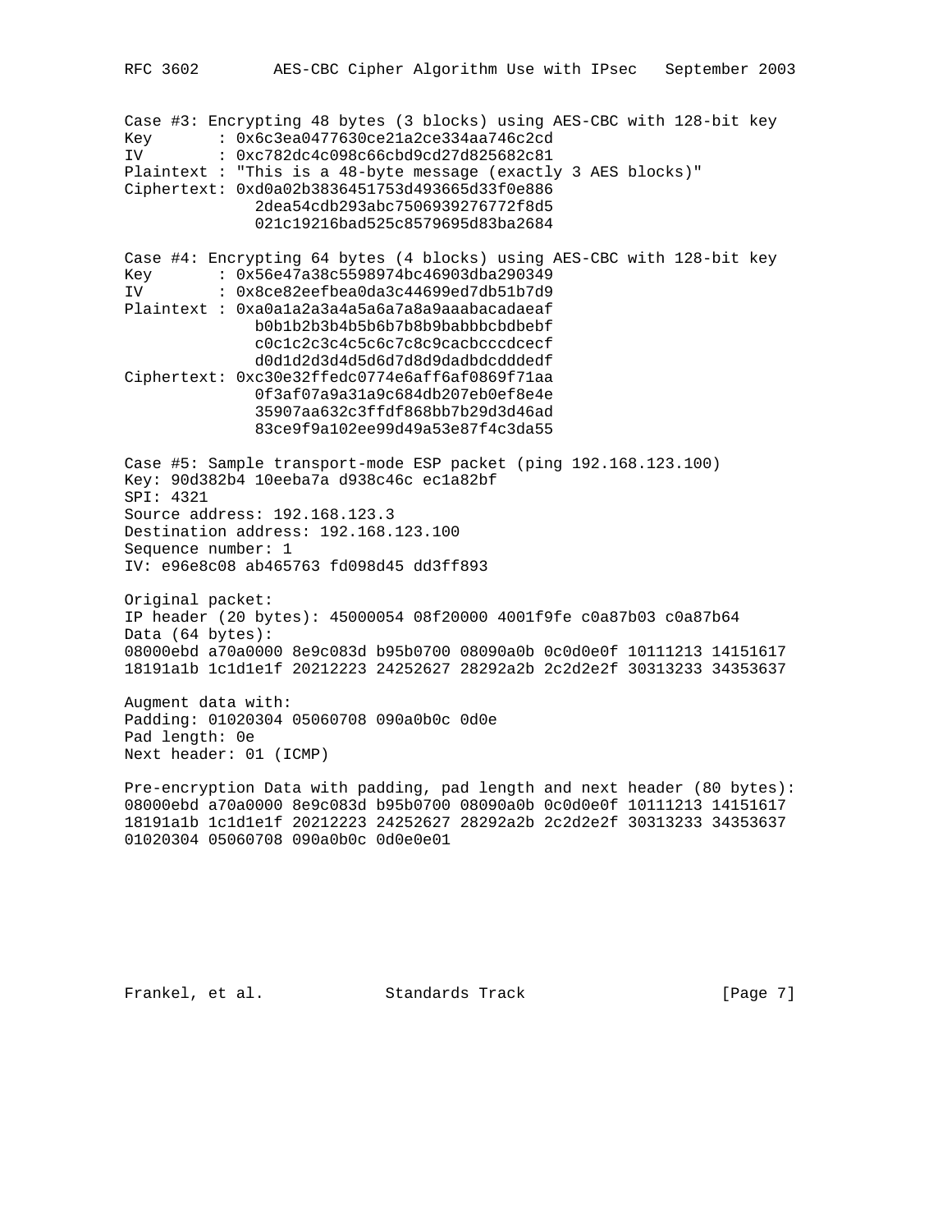```
Case #3: Encrypting 48 bytes (3 blocks) using AES-CBC with 128-bit key
Key       : 0x6c3ea0477630ce21a2ce334aa746c2cd
IV        : 0xc782dc4c098c66cbd9cd27d825682c81
Plaintext : "This is a 48-byte message (exactly 3 AES blocks)"
Ciphertext: 0xd0a02b3836451753d493665d33f0e886
              2dea54cdb293abc7506939276772f8d5
              021c19216bad525c8579695d83ba2684

Case #4: Encrypting 64 bytes (4 blocks) using AES-CBC with 128-bit key
Key       : 0x56e47a38c5598974bc46903dba290349
IV        : 0x8ce82eefbea0da3c44699ed7db51b7d9
Plaintext : 0xa0a1a2a3a4a5a6a7a8a9aaabacadaeaf
              b0b1b2b3b4b5b6b7b8b9babbbcbdbebf
              c0c1c2c3c4c5c6c7c8c9cacbcccdcecf
              d0d1d2d3d4d5d6d7d8d9dadbdcdddedf
Ciphertext: 0xc30e32ffedc0774e6aff6af0869f71aa
              0f3af07a9a31a9c684db207eb0ef8e4e
              35907aa632c3ffdf868bb7b29d3d46ad
              83ce9f9a102ee99d49a53e87f4c3da55

Case #5: Sample transport-mode ESP packet (ping 192.168.123.100)
Key: 90d382b4 10eeba7a d938c46c ec1a82bf
SPI: 4321
Source address: 192.168.123.3
Destination address: 192.168.123.100
Sequence number: 1
IV: e96e8c08 ab465763 fd098d45 dd3ff893

Original packet:
IP header (20 bytes): 45000054 08f20000 4001f9fe c0a87b03 c0a87b64
Data (64 bytes):
08000ebd a70a0000 8e9c083d b95b0700 08090a0b 0c0d0e0f 10111213 14151617
18191a1b 1c1d1e1f 20212223 24252627 28292a2b 2c2d2e2f 30313233 34353637

Augment data with:
Padding: 01020304 05060708 090a0b0c 0d0e
Pad length: 0e
Next header: 01 (ICMP)

Pre-encryption Data with padding, pad length and next header (80 bytes):
08000ebd a70a0000 8e9c083d b95b0700 08090a0b 0c0d0e0f 10111213 14151617
18191a1b 1c1d1e1f 20212223 24252627 28292a2b 2c2d2e2f 30313233 34353637
01020304 05060708 090a0b0c 0d0e0e01
```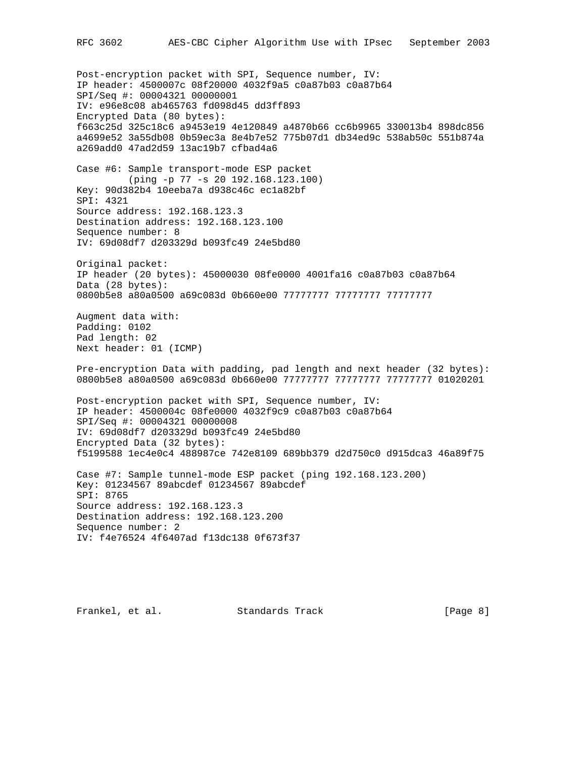Post-encryption packet with SPI, Sequence number, IV:
IP header: 4500007c 08f20000 4032f9a5 c0a87b03 c0a87b64
SPI/Seq #: 00004321 00000001
IV: e96e8c08 ab465763 fd098d45 dd3ff893
Encrypted Data (80 bytes):
f663c25d 325c18c6 a9453e19 4e120849 a4870b66 cc6b9965 330013b4 898dc856
a4699e52 3a55db08 0b59ec3a 8e4b7e52 775b07d1 db34ed9c 538ab50c 551b874a
a269add0 47ad2d59 13ac19b7 cfbad4a6

Case #6: Sample transport-mode ESP packet
         (ping -p 77 -s 20 192.168.123.100)
Key: 90d382b4 10eeba7a d938c46c ec1a82bf
SPI: 4321
Source address: 192.168.123.3
Destination address: 192.168.123.100
Sequence number: 8
IV: 69d08df7 d203329d b093fc49 24e5bd80

Original packet:
IP header (20 bytes): 45000030 08fe0000 4001fa16 c0a87b03 c0a87b64
Data (28 bytes):
0800b5e8 a80a0500 a69c083d 0b660e00 77777777 77777777 77777777

Augment data with:
Padding: 0102
Pad length: 02
Next header: 01 (ICMP)

Pre-encryption Data with padding, pad length and next header (32 bytes):
0800b5e8 a80a0500 a69c083d 0b660e00 77777777 77777777 77777777 01020201

Post-encryption packet with SPI, Sequence number, IV:
IP header: 4500004c 08fe0000 4032f9c9 c0a87b03 c0a87b64
SPI/Seq #: 00004321 00000008
IV: 69d08df7 d203329d b093fc49 24e5bd80
Encrypted Data (32 bytes):
f5199588 1ec4e0c4 488987ce 742e8109 689bb379 d2d750c0 d915dca3 46a89f75

Case #7: Sample tunnel-mode ESP packet (ping 192.168.123.200)
Key: 01234567 89abcdef 01234567 89abcdef
SPI: 8765
Source address: 192.168.123.3
Destination address: 192.168.123.200
Sequence number: 2
IV: f4e76524 4f6407ad f13dc138 0f673f37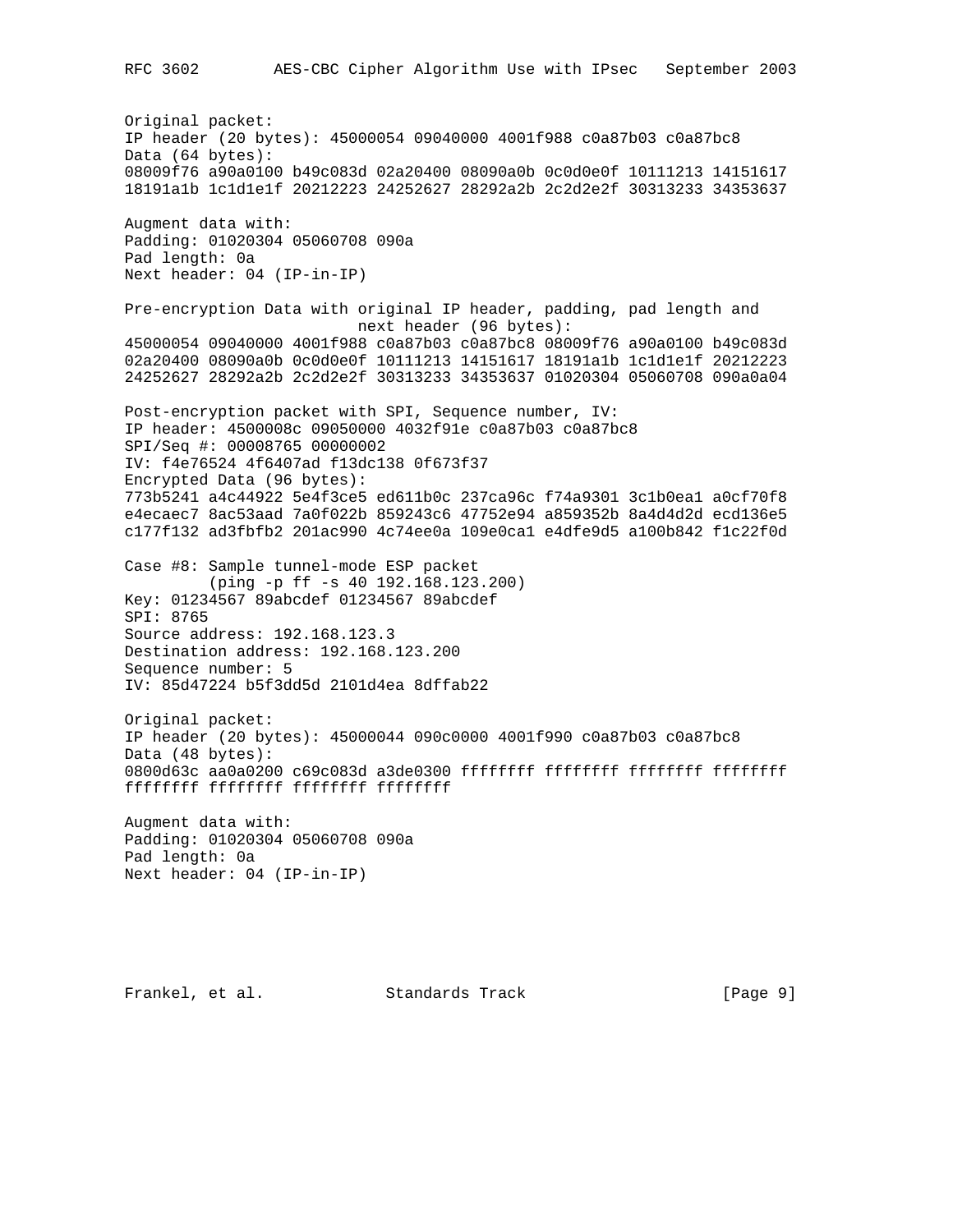Original packet:
IP header (20 bytes): 45000054 09040000 4001f988 c0a87b03 c0a87bc8
Data (64 bytes):
08009f76 a90a0100 b49c083d 02a20400 08090a0b 0c0d0e0f 10111213 14151617
18191a1b 1c1d1e1f 20212223 24252627 28292a2b 2c2d2e2f 30313233 34353637

Augment data with:
Padding: 01020304 05060708 090a
Pad length: 0a
Next header: 04 (IP-in-IP)

Pre-encryption Data with original IP header, padding, pad length and next header (96 bytes):
45000054 09040000 4001f988 c0a87b03 c0a87bc8 08009f76 a90a0100 b49c083d
02a20400 08090a0b 0c0d0e0f 10111213 14151617 18191a1b 1c1d1e1f 20212223
24252627 28292a2b 2c2d2e2f 30313233 34353637 01020304 05060708 090a0a04

Post-encryption packet with SPI, Sequence number, IV:
IP header: 4500008c 09050000 4032f91e c0a87b03 c0a87bc8
SPI/Seq #: 00008765 00000002
IV: f4e76524 4f6407ad f13dc138 0f673f37
Encrypted Data (96 bytes):
773b5241 a4c44922 5e4f3ce5 ed611b0c 237ca96c f74a9301 3c1b0ea1 a0cf70f8
e4ecaec7 8ac53aad 7a0f022b 859243c6 47752e94 a859352b 8a4d4d2d ecd136e5
c177f132 ad3fbfb2 201ac990 4c74ee0a 109e0ca1 e4dfe9d5 a100b842 f1c22f0d

Case #8: Sample tunnel-mode ESP packet
(ping -p ff -s 40 192.168.123.200)
Key: 01234567 89abcdef 01234567 89abcdef
SPI: 8765
Source address: 192.168.123.3
Destination address: 192.168.123.200
Sequence number: 5
IV: 85d47224 b5f3dd5d 2101d4ea 8dffab22

Original packet:
IP header (20 bytes): 45000044 090c0000 4001f990 c0a87b03 c0a87bc8
Data (48 bytes):
0800d63c aa0a0200 c69c083d a3de0300 ffffffff ffffffff ffffffff ffffffff
ffffffff ffffffff ffffffff ffffffff

Augment data with:
Padding: 01020304 05060708 090a
Pad length: 0a
Next header: 04 (IP-in-IP)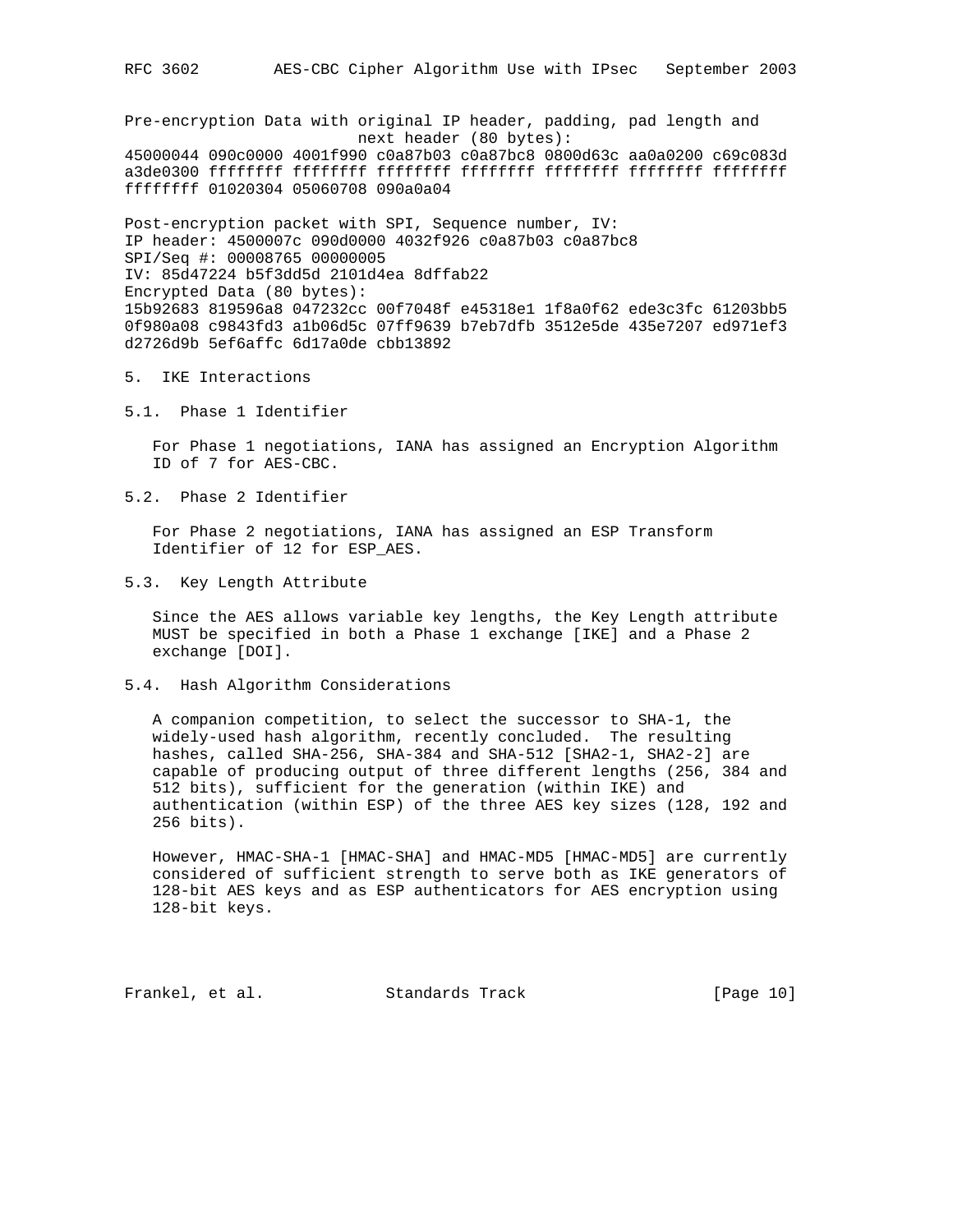Pre-encryption Data with original IP header, padding, pad length and next header (80 bytes):

```
45000044 090c0000 4001f990 c0a87b03 c0a87bc8 0800d63c aa0a0200 c69c083d
a3de0300 ffffffff ffffffff ffffffff ffffffff ffffffff ffffffff ffffffff
ffffffff 01020304 05060708 090a0a04
```

Post-encryption packet with SPI, Sequence number, IV:

```
IP header: 4500007c 090d0000 4032f926 c0a87b03 c0a87bc8
SPI/Seq #: 00008765 00000005
IV: 85d47224 b5f3dd5d 2101d4ea 8dffab22
Encrypted Data (80 bytes):
15b92683 819596a8 047232cc 00f7048f e45318e1 1f8a0f62 ede3c3fc 61203bb5
0f980a08 c9843fd3 a1b06d5c 07ff9639 b7eb7dfb 3512e5de 435e7207 ed971ef3
d2726d9b 5ef6affc 6d17a0de cbb13892
```

## 5. IKE Interactions

### 5.1. Phase 1 Identifier

For Phase 1 negotiations, IANA has assigned an Encryption Algorithm ID of 7 for AES-CBC.

### 5.2. Phase 2 Identifier

For Phase 2 negotiations, IANA has assigned an ESP Transform Identifier of 12 for ESP_AES.

### 5.3. Key Length Attribute

Since the AES allows variable key lengths, the Key Length attribute MUST be specified in both a Phase 1 exchange [IKE] and a Phase 2 exchange [DOI].

### 5.4. Hash Algorithm Considerations

A companion competition, to select the successor to SHA-1, the widely-used hash algorithm, recently concluded. The resulting hashes, called SHA-256, SHA-384 and SHA-512 [SHA2-1, SHA2-2] are capable of producing output of three different lengths (256, 384 and 512 bits), sufficient for the generation (within IKE) and authentication (within ESP) of the three AES key sizes (128, 192 and 256 bits).

However, HMAC-SHA-1 [HMAC-SHA] and HMAC-MD5 [HMAC-MD5] are currently considered of sufficient strength to serve both as IKE generators of 128-bit AES keys and as ESP authenticators for AES encryption using 128-bit keys.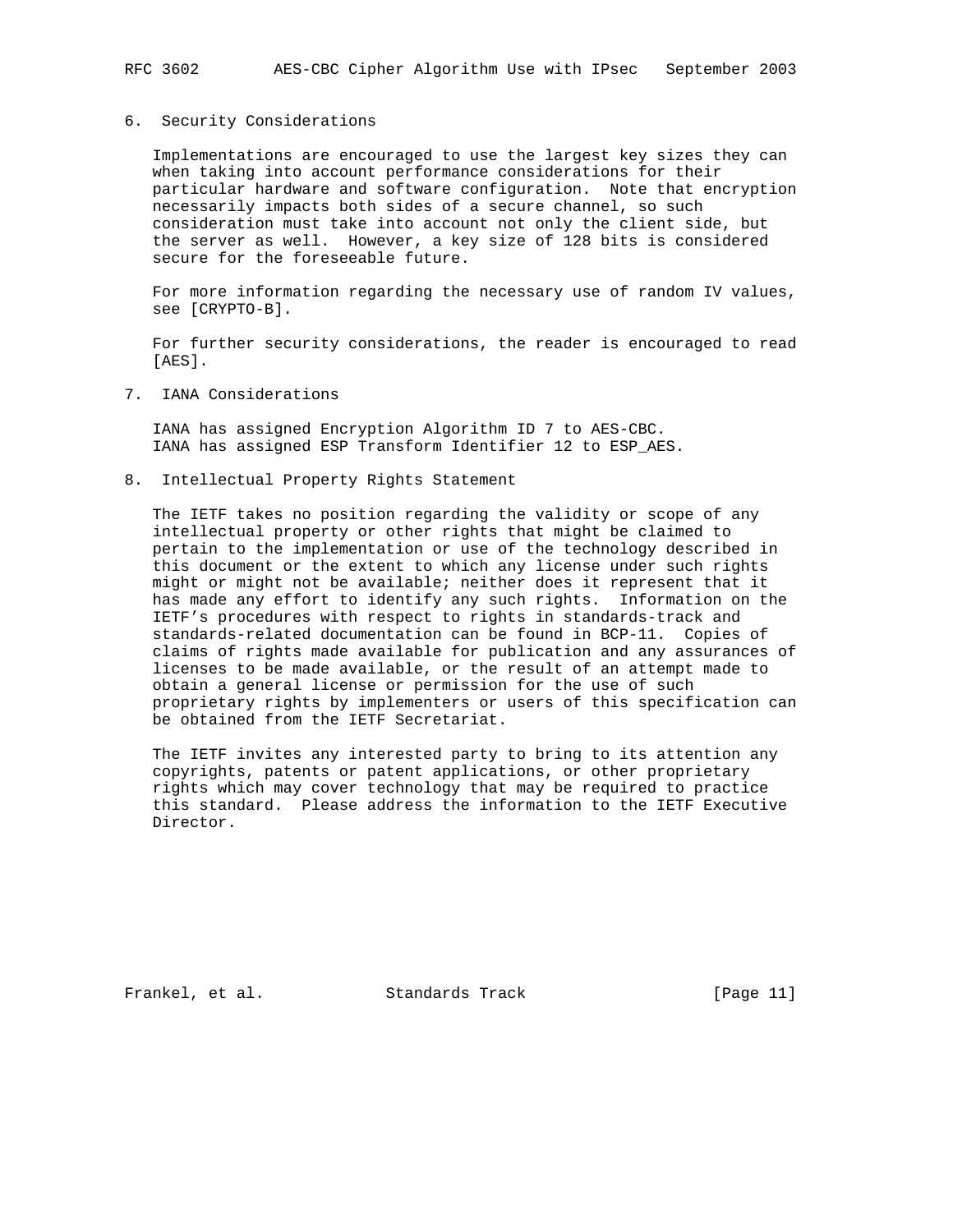## 6. Security Considerations

Implementations are encouraged to use the largest key sizes they can when taking into account performance considerations for their particular hardware and software configuration. Note that encryption necessarily impacts both sides of a secure channel, so such consideration must take into account not only the client side, but the server as well. However, a key size of 128 bits is considered secure for the foreseeable future.

For more information regarding the necessary use of random IV values, see [CRYPTO-B].

For further security considerations, the reader is encouraged to read [AES].

## 7. IANA Considerations

IANA has assigned Encryption Algorithm ID 7 to AES-CBC.
IANA has assigned ESP Transform Identifier 12 to ESP_AES.

## 8. Intellectual Property Rights Statement

The IETF takes no position regarding the validity or scope of any intellectual property or other rights that might be claimed to pertain to the implementation or use of the technology described in this document or the extent to which any license under such rights might or might not be available; neither does it represent that it has made any effort to identify any such rights. Information on the IETF's procedures with respect to rights in standards-track and standards-related documentation can be found in BCP-11. Copies of claims of rights made available for publication and any assurances of licenses to be made available, or the result of an attempt made to obtain a general license or permission for the use of such proprietary rights by implementers or users of this specification can be obtained from the IETF Secretariat.

The IETF invites any interested party to bring to its attention any copyrights, patents or patent applications, or other proprietary rights which may cover technology that may be required to practice this standard. Please address the information to the IETF Executive Director.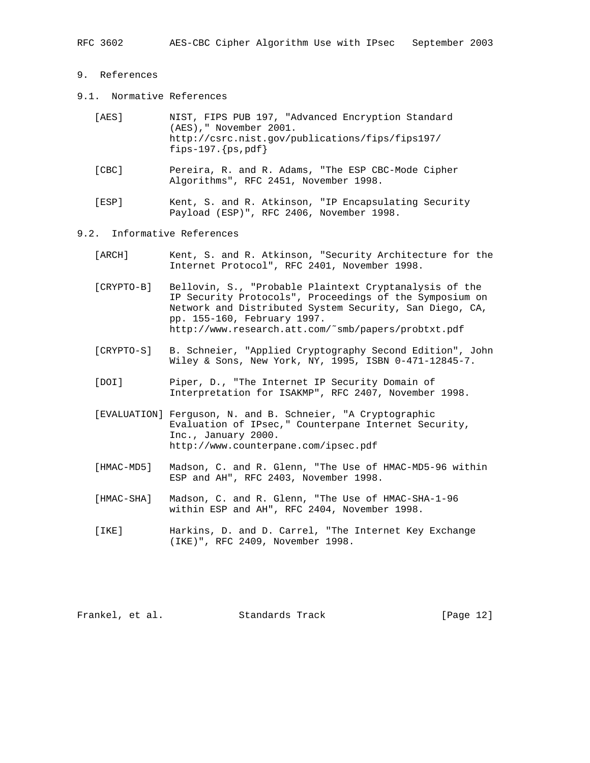# 9. References

## 9.1. Normative References

[AES] NIST, FIPS PUB 197, "Advanced Encryption Standard (AES)," November 2001. http://csrc.nist.gov/publications/fips/fips197/fips-197.{ps,pdf}

[CBC] Pereira, R. and R. Adams, "The ESP CBC-Mode Cipher Algorithms", RFC 2451, November 1998.

[ESP] Kent, S. and R. Atkinson, "IP Encapsulating Security Payload (ESP)", RFC 2406, November 1998.

## 9.2. Informative References

[ARCH] Kent, S. and R. Atkinson, "Security Architecture for the Internet Protocol", RFC 2401, November 1998.

[CRYPTO-B] Bellovin, S., "Probable Plaintext Cryptanalysis of the IP Security Protocols", Proceedings of the Symposium on Network and Distributed System Security, San Diego, CA, pp. 155-160, February 1997. http://www.research.att.com/~smb/papers/probtxt.pdf

[CRYPTO-S] B. Schneier, "Applied Cryptography Second Edition", John Wiley & Sons, New York, NY, 1995, ISBN 0-471-12845-7.

[DOI] Piper, D., "The Internet IP Security Domain of Interpretation for ISAKMP", RFC 2407, November 1998.

[EVALUATION] Ferguson, N. and B. Schneier, "A Cryptographic Evaluation of IPsec," Counterpane Internet Security, Inc., January 2000. http://www.counterpane.com/ipsec.pdf

[HMAC-MD5] Madson, C. and R. Glenn, "The Use of HMAC-MD5-96 within ESP and AH", RFC 2403, November 1998.

[HMAC-SHA] Madson, C. and R. Glenn, "The Use of HMAC-SHA-1-96 within ESP and AH", RFC 2404, November 1998.

[IKE] Harkins, D. and D. Carrel, "The Internet Key Exchange (IKE)", RFC 2409, November 1998.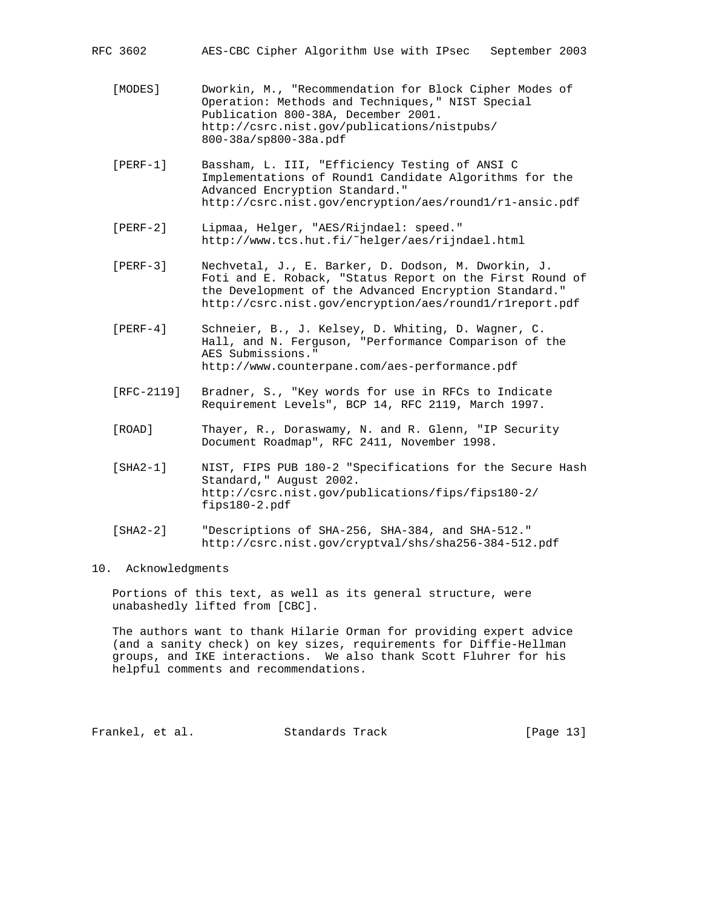[MODES] Dworkin, M., "Recommendation for Block Cipher Modes of Operation: Methods and Techniques," NIST Special Publication 800-38A, December 2001. http://csrc.nist.gov/publications/nistpubs/800-38a/sp800-38a.pdf

[PERF-1] Bassham, L. III, "Efficiency Testing of ANSI C Implementations of Round1 Candidate Algorithms for the Advanced Encryption Standard." http://csrc.nist.gov/encryption/aes/round1/r1-ansic.pdf

[PERF-2] Lipmaa, Helger, "AES/Rijndael: speed." http://www.tcs.hut.fi/~helger/aes/rijndael.html

[PERF-3] Nechvetal, J., E. Barker, D. Dodson, M. Dworkin, J. Foti and E. Roback, "Status Report on the First Round of the Development of the Advanced Encryption Standard." http://csrc.nist.gov/encryption/aes/round1/r1report.pdf

[PERF-4] Schneier, B., J. Kelsey, D. Whiting, D. Wagner, C. Hall, and N. Ferguson, "Performance Comparison of the AES Submissions." http://www.counterpane.com/aes-performance.pdf

[RFC-2119] Bradner, S., "Key words for use in RFCs to Indicate Requirement Levels", BCP 14, RFC 2119, March 1997.

[ROAD] Thayer, R., Doraswamy, N. and R. Glenn, "IP Security Document Roadmap", RFC 2411, November 1998.

[SHA2-1] NIST, FIPS PUB 180-2 "Specifications for the Secure Hash Standard," August 2002. http://csrc.nist.gov/publications/fips/fips180-2/fips180-2.pdf

[SHA2-2] "Descriptions of SHA-256, SHA-384, and SHA-512." http://csrc.nist.gov/cryptval/shs/sha256-384-512.pdf

## 10. Acknowledgments

Portions of this text, as well as its general structure, were unabashedly lifted from [CBC].

The authors want to thank Hilarie Orman for providing expert advice (and a sanity check) on key sizes, requirements for Diffie-Hellman groups, and IKE interactions. We also thank Scott Fluhrer for his helpful comments and recommendations.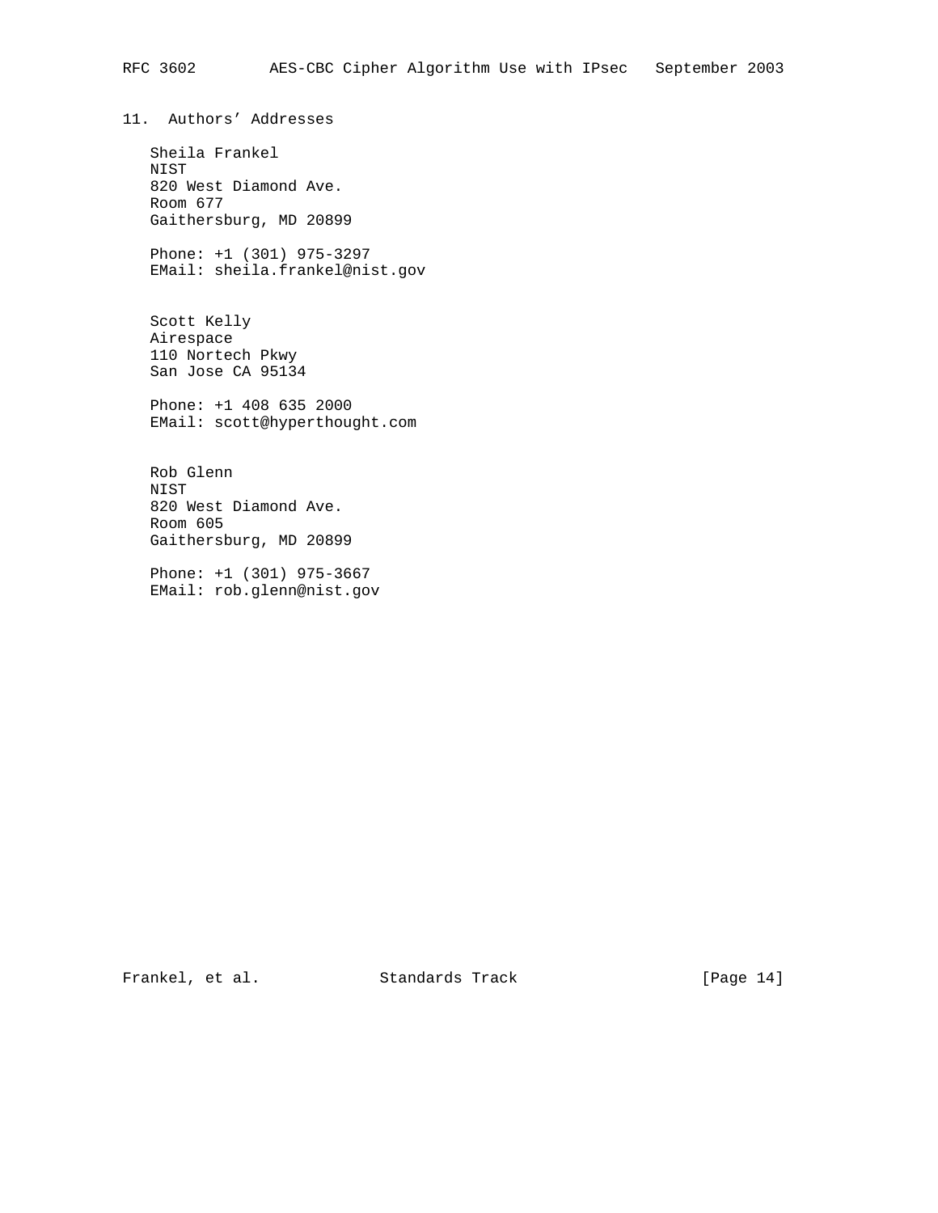## 11. Authors' Addresses

Sheila Frankel
NIST
820 West Diamond Ave.
Room 677
Gaithersburg, MD 20899

Phone: +1 (301) 975-3297
EMail: sheila.frankel@nist.gov

Scott Kelly
Airespace
110 Nortech Pkwy
San Jose CA 95134

Phone: +1 408 635 2000
EMail: scott@hyperthought.com

Rob Glenn
NIST
820 West Diamond Ave.
Room 605
Gaithersburg, MD 20899

Phone: +1 (301) 975-3667
EMail: rob.glenn@nist.gov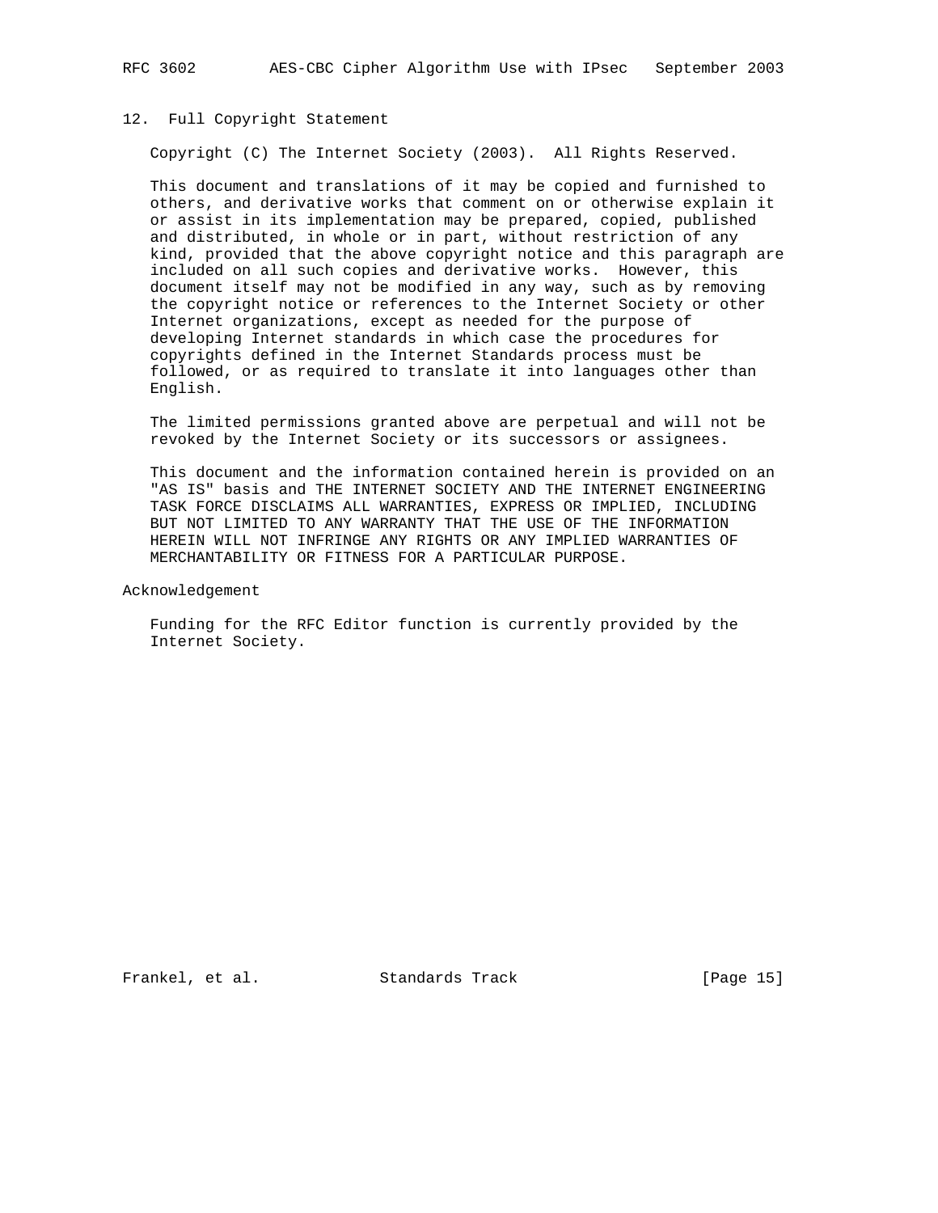## 12. Full Copyright Statement

Copyright (C) The Internet Society (2003). All Rights Reserved.

This document and translations of it may be copied and furnished to others, and derivative works that comment on or otherwise explain it or assist in its implementation may be prepared, copied, published and distributed, in whole or in part, without restriction of any kind, provided that the above copyright notice and this paragraph are included on all such copies and derivative works. However, this document itself may not be modified in any way, such as by removing the copyright notice or references to the Internet Society or other Internet organizations, except as needed for the purpose of developing Internet standards in which case the procedures for copyrights defined in the Internet Standards process must be followed, or as required to translate it into languages other than English.

The limited permissions granted above are perpetual and will not be revoked by the Internet Society or its successors or assignees.

This document and the information contained herein is provided on an "AS IS" basis and THE INTERNET SOCIETY AND THE INTERNET ENGINEERING TASK FORCE DISCLAIMS ALL WARRANTIES, EXPRESS OR IMPLIED, INCLUDING BUT NOT LIMITED TO ANY WARRANTY THAT THE USE OF THE INFORMATION HEREIN WILL NOT INFRINGE ANY RIGHTS OR ANY IMPLIED WARRANTIES OF MERCHANTABILITY OR FITNESS FOR A PARTICULAR PURPOSE.

## Acknowledgement

Funding for the RFC Editor function is currently provided by the Internet Society.